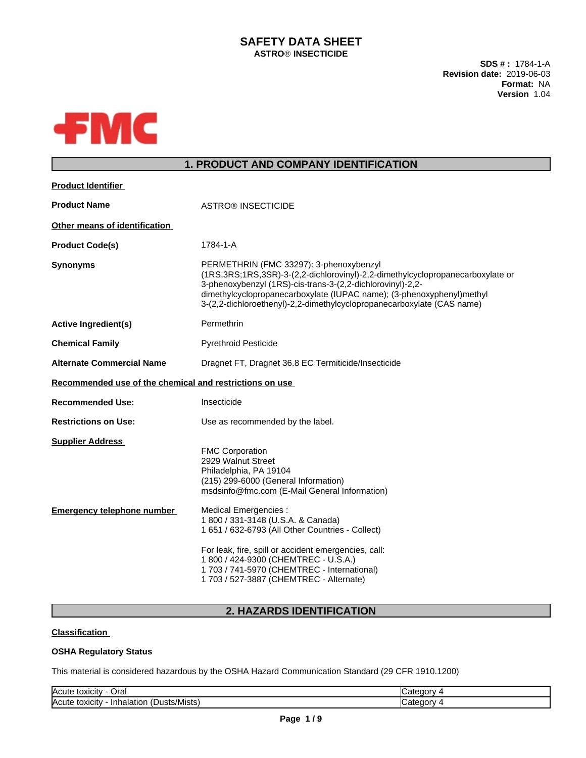# SAFETY DATA SHEET

**ASTRO® INSECTICIDE**

**SDS # :** 1784-1-A
**Revision date:** 2019-06-03
**Format:** NA
**Version** 1.04

## 1. PRODUCT AND COMPANY IDENTIFICATION

**Product Identifier**

**Product Name** ASTRO® INSECTICIDE

**Other means of identification**

**Product Code(s)** 1784-1-A

**Synonyms** PERMETHRIN (FMC 33297): 3-phenoxybenzyl (1RS,3RS;1RS,3SR)-3-(2,2-dichlorovinyl)-2,2-dimethylcyclopropanecarboxylate or 3-phenoxybenzyl (1RS)-cis-trans-3-(2,2-dichlorovinyl)-2,2-dimethylcyclopropanecarboxylate (IUPAC name); (3-phenoxyphenyl)methyl 3-(2,2-dichloroethenyl)-2,2-dimethylcyclopropanecarboxylate (CAS name)

**Active Ingredient(s)** Permethrin

**Chemical Family** Pyrethroid Pesticide

**Alternate Commercial Name** Dragnet FT, Dragnet 36.8 EC Termiticide/Insecticide

**Recommended use of the chemical and restrictions on use**

**Recommended Use:** Insecticide

**Restrictions on Use:** Use as recommended by the label.

**Supplier Address**

FMC Corporation
2929 Walnut Street
Philadelphia, PA 19104
(215) 299-6000 (General Information)
msdsinfo@fmc.com (E-Mail General Information)

**Emergency telephone number**

Medical Emergencies :
1 800 / 331-3148 (U.S.A. & Canada)
1 651 / 632-6793 (All Other Countries - Collect)

For leak, fire, spill or accident emergencies, call:
1 800 / 424-9300 (CHEMTREC - U.S.A.)
1 703 / 741-5970 (CHEMTREC - International)
1 703 / 527-3887 (CHEMTREC - Alternate)

## 2. HAZARDS IDENTIFICATION

**Classification**

**OSHA Regulatory Status**

This material is considered hazardous by the OSHA Hazard Communication Standard (29 CFR 1910.1200)

| Hazard | Category |
|---|---|
| Acute toxicity - Oral | Category 4 |
| Acute toxicity - Inhalation (Dusts/Mists) | Category 4 |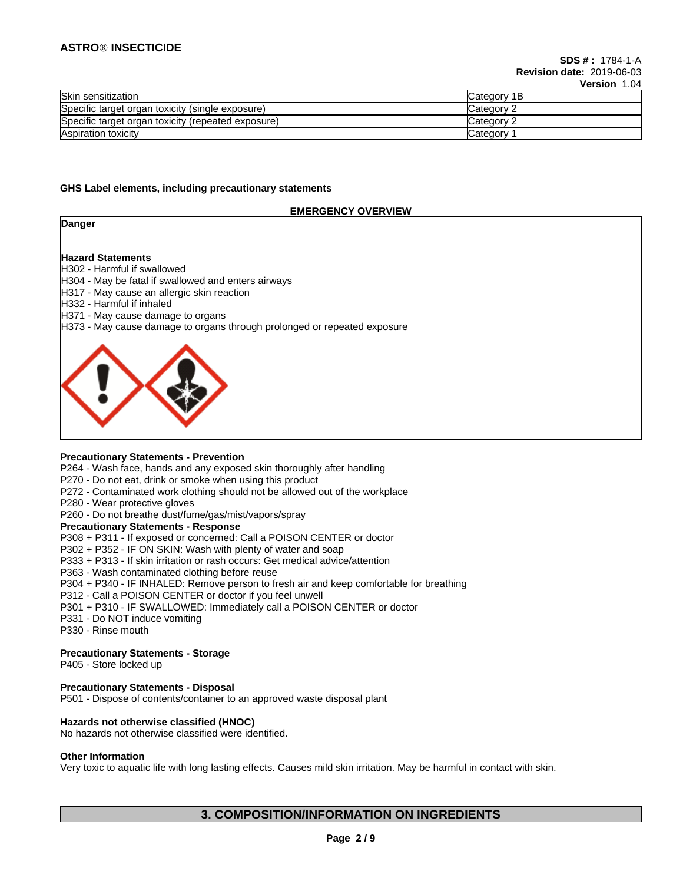| | |
|---|---|
| Skin sensitization | Category 1B |
| Specific target organ toxicity (single exposure) | Category 2 |
| Specific target organ toxicity (repeated exposure) | Category 2 |
| Aspiration toxicity | Category 1 |

## GHS Label elements, including precautionary statements

**EMERGENCY OVERVIEW**

**Danger**

**Hazard Statements**

H302 - Harmful if swallowed
H304 - May be fatal if swallowed and enters airways
H317 - May cause an allergic skin reaction
H332 - Harmful if inhaled
H371 - May cause damage to organs
H373 - May cause damage to organs through prolonged or repeated exposure

**Precautionary Statements - Prevention**

P264 - Wash face, hands and any exposed skin thoroughly after handling
P270 - Do not eat, drink or smoke when using this product
P272 - Contaminated work clothing should not be allowed out of the workplace
P280 - Wear protective gloves
P260 - Do not breathe dust/fume/gas/mist/vapors/spray

**Precautionary Statements - Response**

P308 + P311 - If exposed or concerned: Call a POISON CENTER or doctor
P302 + P352 - IF ON SKIN: Wash with plenty of water and soap
P333 + P313 - If skin irritation or rash occurs: Get medical advice/attention
P363 - Wash contaminated clothing before reuse
P304 + P340 - IF INHALED: Remove person to fresh air and keep comfortable for breathing
P312 - Call a POISON CENTER or doctor if you feel unwell
P301 + P310 - IF SWALLOWED: Immediately call a POISON CENTER or doctor
P331 - Do NOT induce vomiting
P330 - Rinse mouth

**Precautionary Statements - Storage**

P405 - Store locked up

**Precautionary Statements - Disposal**

P501 - Dispose of contents/container to an approved waste disposal plant

**Hazards not otherwise classified (HNOC)**

No hazards not otherwise classified were identified.

**Other Information**

Very toxic to aquatic life with long lasting effects. Causes mild skin irritation. May be harmful in contact with skin.

## 3. COMPOSITION/INFORMATION ON INGREDIENTS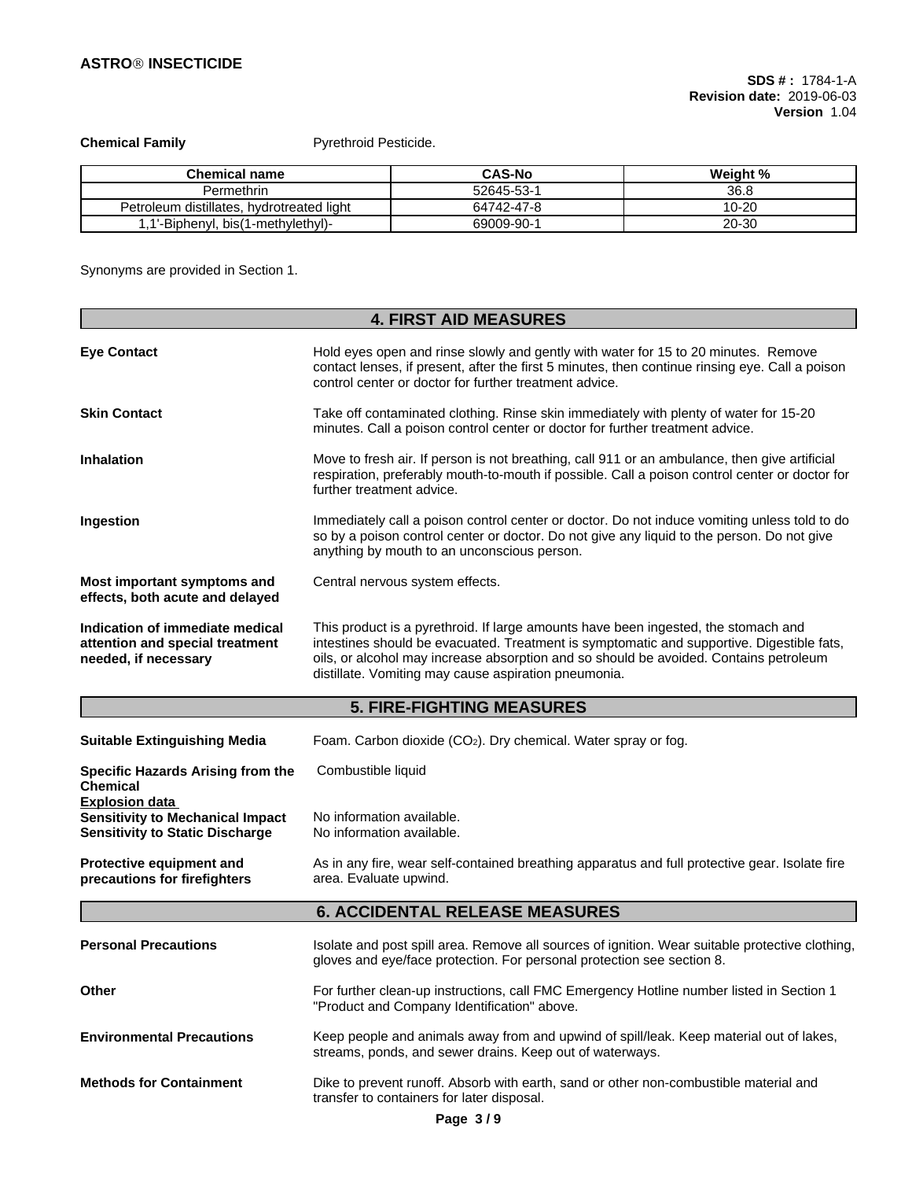**Chemical Family** Pyrethroid Pesticide.

| Chemical name | CAS-No | Weight % |
|---|---|---|
| Permethrin | 52645-53-1 | 36.8 |
| Petroleum distillates, hydrotreated light | 64742-47-8 | 10-20 |
| 1,1'-Biphenyl, bis(1-methylethyl)- | 69009-90-1 | 20-30 |

Synonyms are provided in Section 1.

## 4. FIRST AID MEASURES

**Eye Contact**
Hold eyes open and rinse slowly and gently with water for 15 to 20 minutes. Remove contact lenses, if present, after the first 5 minutes, then continue rinsing eye. Call a poison control center or doctor for further treatment advice.

**Skin Contact**
Take off contaminated clothing. Rinse skin immediately with plenty of water for 15-20 minutes. Call a poison control center or doctor for further treatment advice.

**Inhalation**
Move to fresh air. If person is not breathing, call 911 or an ambulance, then give artificial respiration, preferably mouth-to-mouth if possible. Call a poison control center or doctor for further treatment advice.

**Ingestion**
Immediately call a poison control center or doctor. Do not induce vomiting unless told to do so by a poison control center or doctor. Do not give any liquid to the person. Do not give anything by mouth to an unconscious person.

**Most important symptoms and effects, both acute and delayed**
Central nervous system effects.

**Indication of immediate medical attention and special treatment needed, if necessary**
This product is a pyrethroid. If large amounts have been ingested, the stomach and intestines should be evacuated. Treatment is symptomatic and supportive. Digestible fats, oils, or alcohol may increase absorption and so should be avoided. Contains petroleum distillate. Vomiting may cause aspiration pneumonia.

## 5. FIRE-FIGHTING MEASURES

**Suitable Extinguishing Media**
Foam. Carbon dioxide ($CO_2$). Dry chemical. Water spray or fog.

**Specific Hazards Arising from the Chemical**
Combustible liquid

**Explosion data**

**Sensitivity to Mechanical Impact** No information available.
**Sensitivity to Static Discharge** No information available.

**Protective equipment and precautions for firefighters**
As in any fire, wear self-contained breathing apparatus and full protective gear. Isolate fire area. Evaluate upwind.

## 6. ACCIDENTAL RELEASE MEASURES

**Personal Precautions**
Isolate and post spill area. Remove all sources of ignition. Wear suitable protective clothing, gloves and eye/face protection. For personal protection see section 8.

**Other**
For further clean-up instructions, call FMC Emergency Hotline number listed in Section 1 "Product and Company Identification" above.

**Environmental Precautions**
Keep people and animals away from and upwind of spill/leak. Keep material out of lakes, streams, ponds, and sewer drains. Keep out of waterways.

**Methods for Containment**
Dike to prevent runoff. Absorb with earth, sand or other non-combustible material and transfer to containers for later disposal.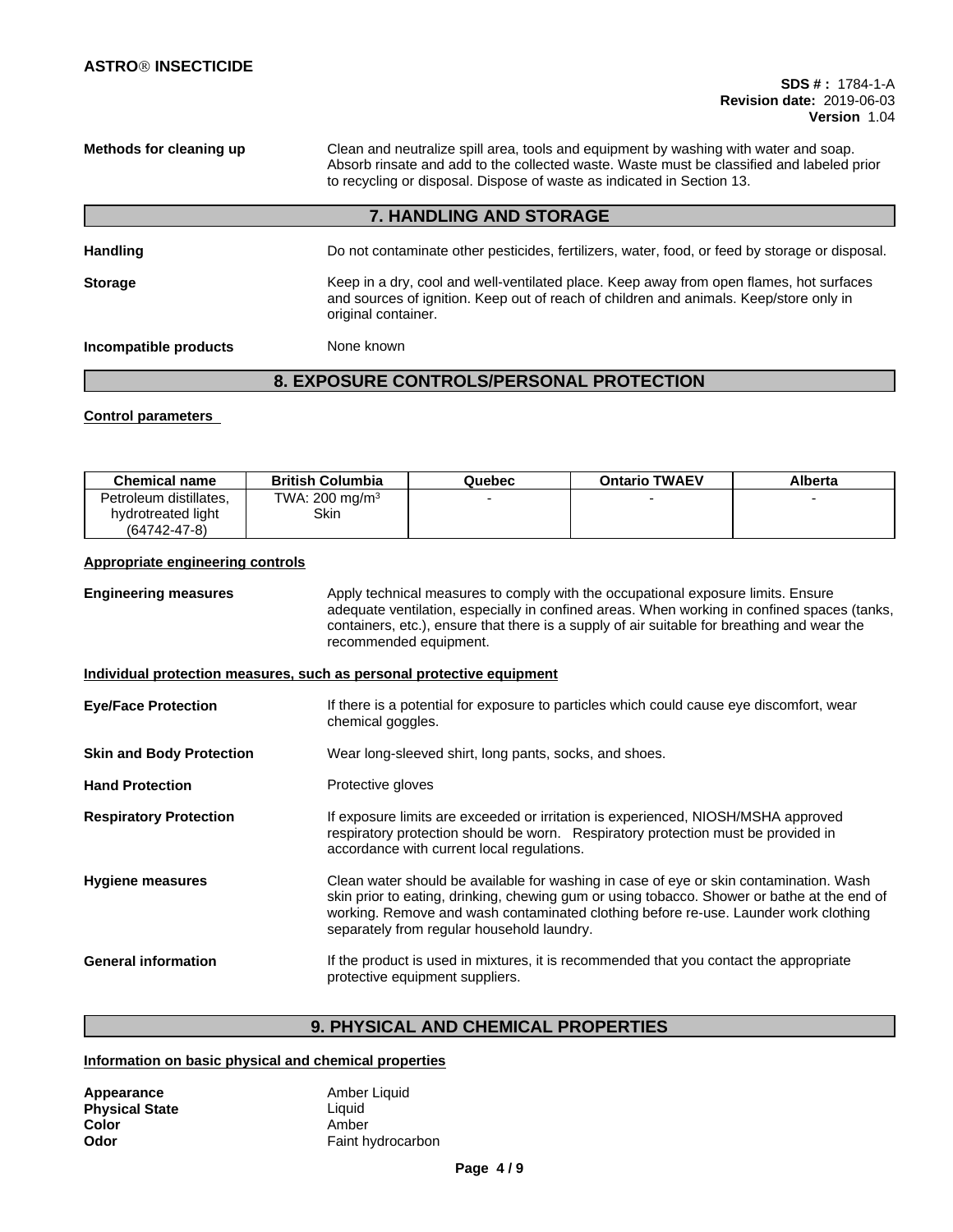**Methods for cleaning up** Clean and neutralize spill area, tools and equipment by washing with water and soap. Absorb rinsate and add to the collected waste. Waste must be classified and labeled prior to recycling or disposal. Dispose of waste as indicated in Section 13.

## 7. HANDLING AND STORAGE

**Handling** Do not contaminate other pesticides, fertilizers, water, food, or feed by storage or disposal.

**Storage** Keep in a dry, cool and well-ventilated place. Keep away from open flames, hot surfaces and sources of ignition. Keep out of reach of children and animals. Keep/store only in original container.

**Incompatible products** None known

## 8. EXPOSURE CONTROLS/PERSONAL PROTECTION

**Control parameters**

| Chemical name | British Columbia | Quebec | Ontario TWAEV | Alberta |
|---|---|---|---|---|
| Petroleum distillates, hydrotreated light (64742-47-8) | TWA: 200 mg/m$^3$ Skin | - | - | - |

**Appropriate engineering controls**

**Engineering measures** Apply technical measures to comply with the occupational exposure limits. Ensure adequate ventilation, especially in confined areas. When working in confined spaces (tanks, containers, etc.), ensure that there is a supply of air suitable for breathing and wear the recommended equipment.

**Individual protection measures, such as personal protective equipment**

**Eye/Face Protection** If there is a potential for exposure to particles which could cause eye discomfort, wear chemical goggles.

**Skin and Body Protection** Wear long-sleeved shirt, long pants, socks, and shoes.

**Hand Protection** Protective gloves

**Respiratory Protection** If exposure limits are exceeded or irritation is experienced, NIOSH/MSHA approved respiratory protection should be worn. Respiratory protection must be provided in accordance with current local regulations.

**Hygiene measures** Clean water should be available for washing in case of eye or skin contamination. Wash skin prior to eating, drinking, chewing gum or using tobacco. Shower or bathe at the end of working. Remove and wash contaminated clothing before re-use. Launder work clothing separately from regular household laundry.

**General information** If the product is used in mixtures, it is recommended that you contact the appropriate protective equipment suppliers.

## 9. PHYSICAL AND CHEMICAL PROPERTIES

**Information on basic physical and chemical properties**

**Appearance** Amber Liquid
**Physical State** Liquid
**Color** Amber
**Odor** Faint hydrocarbon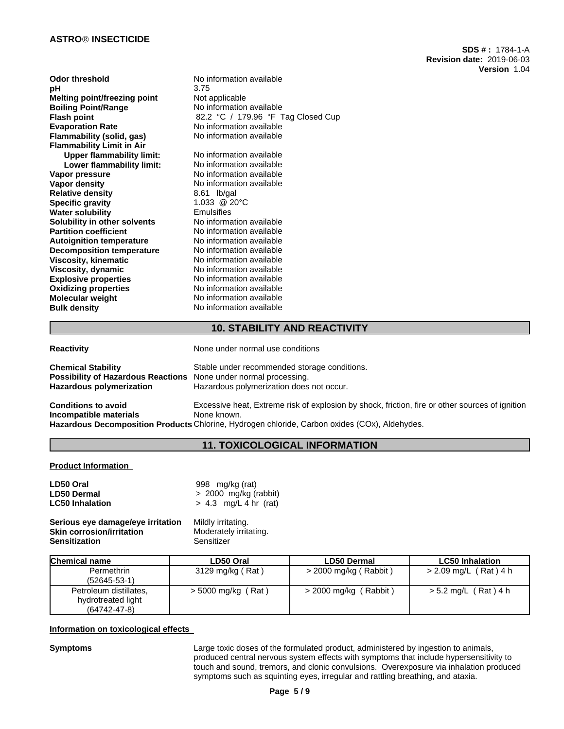| | |
|---|---|
| **Odor threshold** | No information available |
| **pH** | 3.75 |
| **Melting point/freezing point** | Not applicable |
| **Boiling Point/Range** | No information available |
| **Flash point** | 82.2 °C / 179.96 °F Tag Closed Cup |
| **Evaporation Rate** | No information available |
| **Flammability (solid, gas)** | No information available |
| **Flammability Limit in Air** | |
| **Upper flammability limit:** | No information available |
| **Lower flammability limit:** | No information available |
| **Vapor pressure** | No information available |
| **Vapor density** | No information available |
| **Relative density** | 8.61 lb/gal |
| **Specific gravity** | 1.033 @ 20°C |
| **Water solubility** | Emulsifies |
| **Solubility in other solvents** | No information available |
| **Partition coefficient** | No information available |
| **Autoignition temperature** | No information available |
| **Decomposition temperature** | No information available |
| **Viscosity, kinematic** | No information available |
| **Viscosity, dynamic** | No information available |
| **Explosive properties** | No information available |
| **Oxidizing properties** | No information available |
| **Molecular weight** | No information available |
| **Bulk density** | No information available |

## 10. STABILITY AND REACTIVITY

**Reactivity** None under normal use conditions

**Chemical Stability** Stable under recommended storage conditions.
**Possibility of Hazardous Reactions** None under normal processing.
**Hazardous polymerization** Hazardous polymerization does not occur.

**Conditions to avoid** Excessive heat, Extreme risk of explosion by shock, friction, fire or other sources of ignition
**Incompatible materials** None known.
**Hazardous Decomposition Products** Chlorine, Hydrogen chloride, Carbon oxides (COx), Aldehydes.

## 11. TOXICOLOGICAL INFORMATION

**Product Information**

**LD50 Oral** 998 mg/kg (rat)
**LD50 Dermal** > 2000 mg/kg (rabbit)
**LC50 Inhalation** > 4.3 mg/L 4 hr (rat)

**Serious eye damage/eye irritation** Mildly irritating.
**Skin corrosion/irritation** Moderately irritating.
**Sensitization** Sensitizer

| Chemical name | LD50 Oral | LD50 Dermal | LC50 Inhalation |
|---|---|---|---|
| Permethrin (52645-53-1) | 3129 mg/kg ( Rat ) | > 2000 mg/kg ( Rabbit ) | > 2.09 mg/L ( Rat ) 4 h |
| Petroleum distillates, hydrotreated light (64742-47-8) | > 5000 mg/kg ( Rat ) | > 2000 mg/kg ( Rabbit ) | > 5.2 mg/L ( Rat ) 4 h |

**Information on toxicological effects**

**Symptoms** Large toxic doses of the formulated product, administered by ingestion to animals, produced central nervous system effects with symptoms that include hypersensitivity to touch and sound, tremors, and clonic convulsions. Overexposure via inhalation produced symptoms such as squinting eyes, irregular and rattling breathing, and ataxia.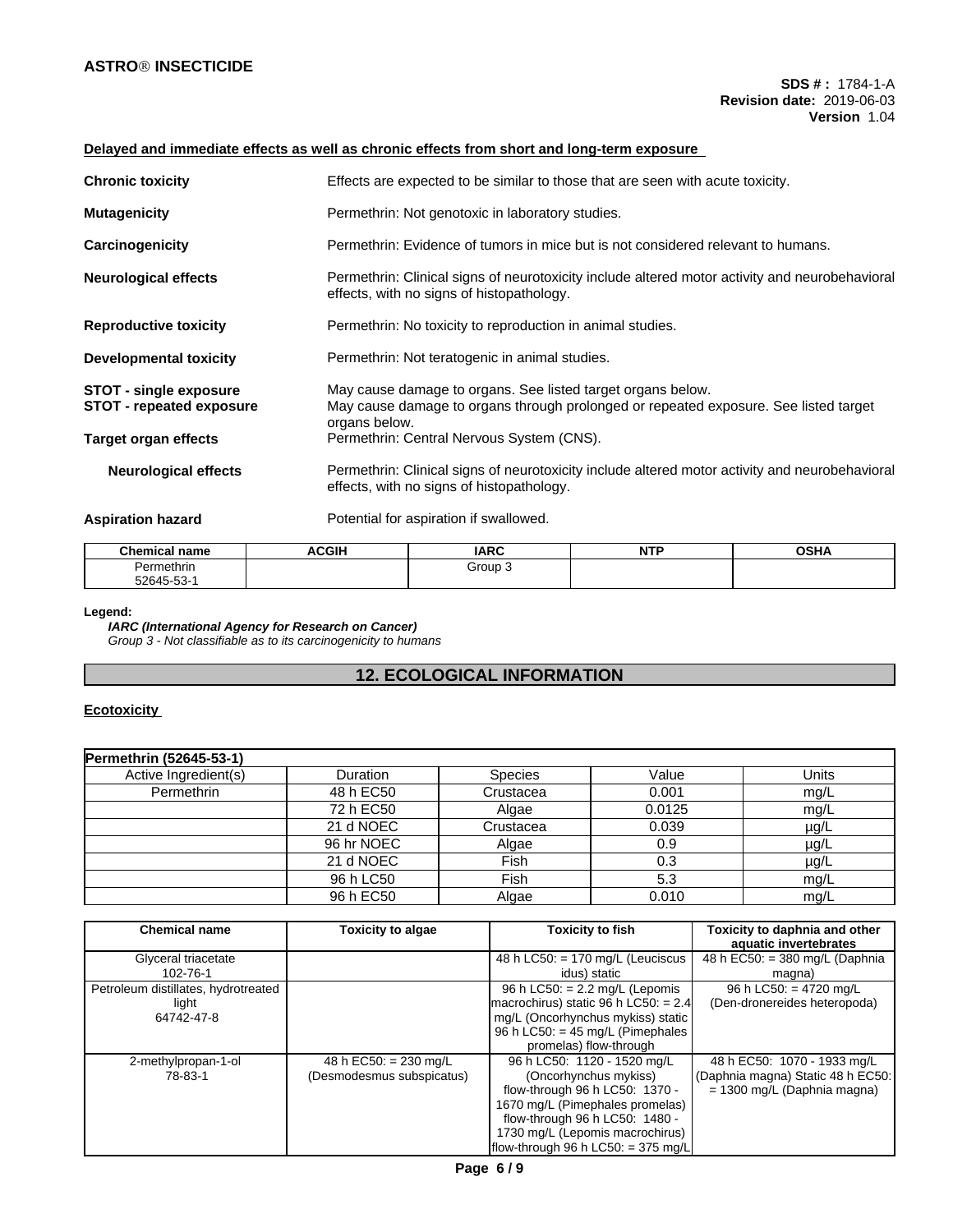### Delayed and immediate effects as well as chronic effects from short and long-term exposure

**Chronic toxicity** — Effects are expected to be similar to those that are seen with acute toxicity.

**Mutagenicity** — Permethrin: Not genotoxic in laboratory studies.

**Carcinogenicity** — Permethrin: Evidence of tumors in mice but is not considered relevant to humans.

**Neurological effects** — Permethrin: Clinical signs of neurotoxicity include altered motor activity and neurobehavioral effects, with no signs of histopathology.

**Reproductive toxicity** — Permethrin: No toxicity to reproduction in animal studies.

**Developmental toxicity** — Permethrin: Not teratogenic in animal studies.

**STOT - single exposure** — May cause damage to organs. See listed target organs below.

**STOT - repeated exposure** — May cause damage to organs through prolonged or repeated exposure. See listed target organs below.

**Target organ effects** — Permethrin: Central Nervous System (CNS).

**Neurological effects** — Permethrin: Clinical signs of neurotoxicity include altered motor activity and neurobehavioral effects, with no signs of histopathology.

**Aspiration hazard** — Potential for aspiration if swallowed.

| Chemical name | ACGIH | IARC | NTP | OSHA |
|---|---|---|---|---|
| Permethrin<br>52645-53-1 | | Group 3 | | |

**Legend:**

***IARC (International Agency for Research on Cancer)***

*Group 3 - Not classifiable as to its carcinogenicity to humans*

## 12. ECOLOGICAL INFORMATION

### Ecotoxicity

| **Permethrin (52645-53-1)** | | | | |
|---|---|---|---|---|
| Active Ingredient(s) | Duration | Species | Value | Units |
| Permethrin | 48 h EC50 | Crustacea | 0.001 | mg/L |
| | 72 h EC50 | Algae | 0.0125 | mg/L |
| | 21 d NOEC | Crustacea | 0.039 | µg/L |
| | 96 hr NOEC | Algae | 0.9 | µg/L |
| | 21 d NOEC | Fish | 0.3 | µg/L |
| | 96 h LC50 | Fish | 5.3 | mg/L |
| | 96 h EC50 | Algae | 0.010 | mg/L |

| Chemical name | Toxicity to algae | Toxicity to fish | Toxicity to daphnia and other aquatic invertebrates |
|---|---|---|---|
| Glyceral triacetate<br>102-76-1 | | 48 h LC50: = 170 mg/L (Leuciscus idus) static | 48 h EC50: = 380 mg/L (Daphnia magna) |
| Petroleum distillates, hydrotreated light<br>64742-47-8 | | 96 h LC50: = 2.2 mg/L (Lepomis macrochirus) static 96 h LC50: = 2.4 mg/L (Oncorhynchus mykiss) static 96 h LC50: = 45 mg/L (Pimephales promelas) flow-through | 96 h LC50: = 4720 mg/L (Den-dronereides heteropoda) |
| 2-methylpropan-1-ol<br>78-83-1 | 48 h EC50: = 230 mg/L (Desmodesmus subspicatus) | 96 h LC50: 1120 - 1520 mg/L (Oncorhynchus mykiss) flow-through 96 h LC50: 1370 - 1670 mg/L (Pimephales promelas) flow-through 96 h LC50: 1480 - 1730 mg/L (Lepomis macrochirus) flow-through 96 h LC50: = 375 mg/L | 48 h EC50: 1070 - 1933 mg/L (Daphnia magna) Static 48 h EC50: = 1300 mg/L (Daphnia magna) |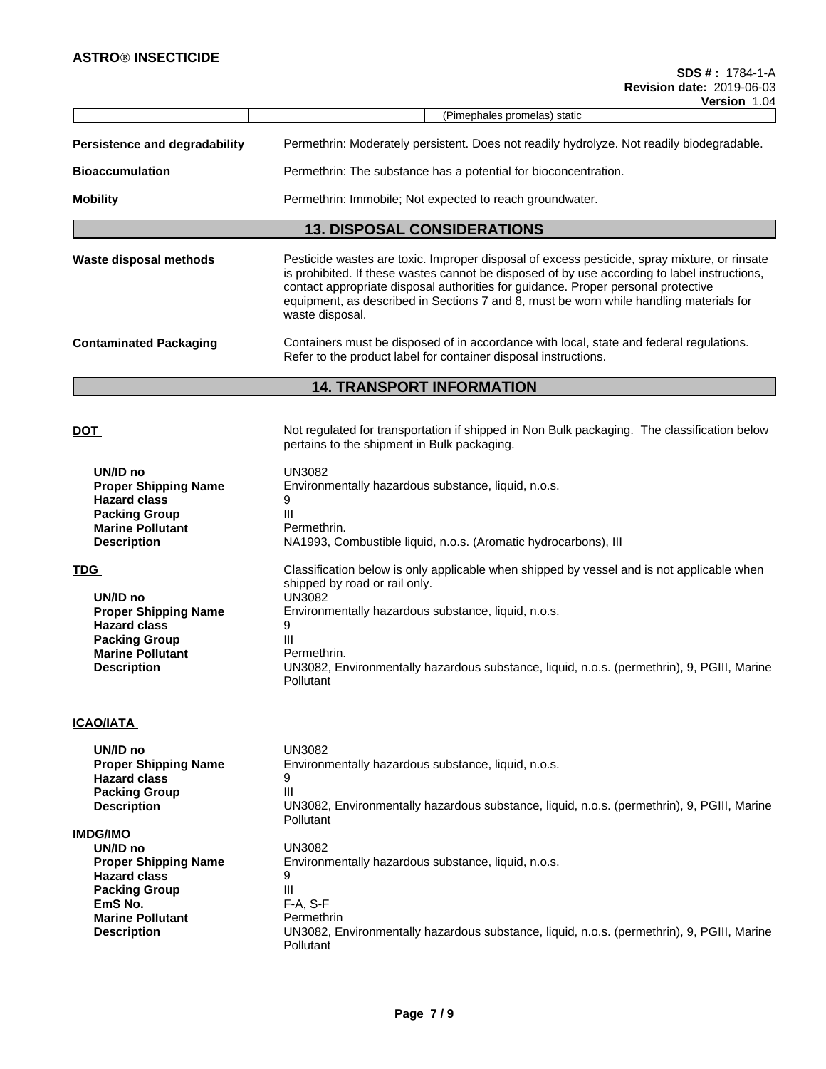| | | (Pimephales promelas) static | |
|---|---|---|---|

**Persistence and degradability** Permethrin: Moderately persistent. Does not readily hydrolyze. Not readily biodegradable.

**Bioaccumulation** Permethrin: The substance has a potential for bioconcentration.

**Mobility** Permethrin: Immobile; Not expected to reach groundwater.

## 13. DISPOSAL CONSIDERATIONS

**Waste disposal methods** Pesticide wastes are toxic. Improper disposal of excess pesticide, spray mixture, or rinsate is prohibited. If these wastes cannot be disposed of by use according to label instructions, contact appropriate disposal authorities for guidance. Proper personal protective equipment, as described in Sections 7 and 8, must be worn while handling materials for waste disposal.

**Contaminated Packaging** Containers must be disposed of in accordance with local, state and federal regulations. Refer to the product label for container disposal instructions.

## 14. TRANSPORT INFORMATION

**DOT** Not regulated for transportation if shipped in Non Bulk packaging. The classification below pertains to the shipment in Bulk packaging.

| | |
|---|---|
| **UN/ID no** | UN3082 |
| **Proper Shipping Name** | Environmentally hazardous substance, liquid, n.o.s. |
| **Hazard class** | 9 |
| **Packing Group** | III |
| **Marine Pollutant** | Permethrin. |
| **Description** | NA1993, Combustible liquid, n.o.s. (Aromatic hydrocarbons), III |

**TDG** Classification below is only applicable when shipped by vessel and is not applicable when shipped by road or rail only.

| | |
|---|---|
| **UN/ID no** | UN3082 |
| **Proper Shipping Name** | Environmentally hazardous substance, liquid, n.o.s. |
| **Hazard class** | 9 |
| **Packing Group** | III |
| **Marine Pollutant** | Permethrin. |
| **Description** | UN3082, Environmentally hazardous substance, liquid, n.o.s. (permethrin), 9, PGIII, Marine Pollutant |

**ICAO/IATA**

| | |
|---|---|
| **UN/ID no** | UN3082 |
| **Proper Shipping Name** | Environmentally hazardous substance, liquid, n.o.s. |
| **Hazard class** | 9 |
| **Packing Group** | III |
| **Description** | UN3082, Environmentally hazardous substance, liquid, n.o.s. (permethrin), 9, PGIII, Marine Pollutant |

**IMDG/IMO**

| | |
|---|---|
| **UN/ID no** | UN3082 |
| **Proper Shipping Name** | Environmentally hazardous substance, liquid, n.o.s. |
| **Hazard class** | 9 |
| **Packing Group** | III |
| **EmS No.** | F-A, S-F |
| **Marine Pollutant** | Permethrin |
| **Description** | UN3082, Environmentally hazardous substance, liquid, n.o.s. (permethrin), 9, PGIII, Marine Pollutant |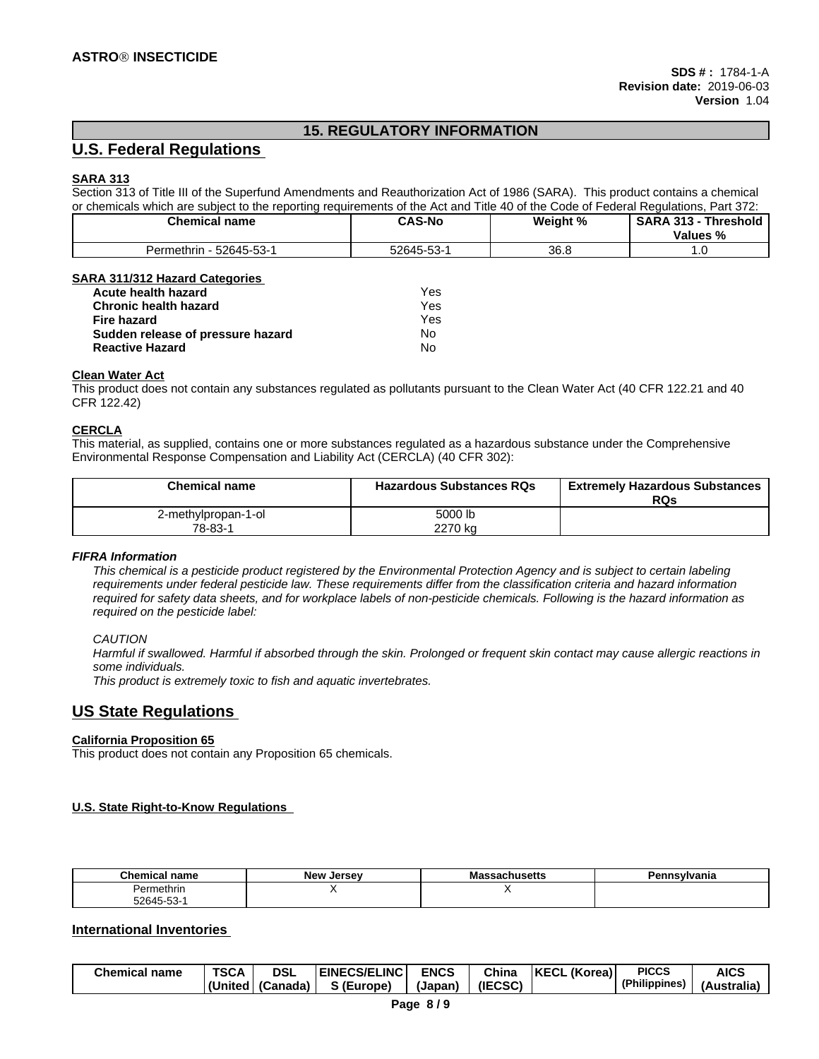## 15. REGULATORY INFORMATION

## U.S. Federal Regulations

**SARA 313**

Section 313 of Title III of the Superfund Amendments and Reauthorization Act of 1986 (SARA). This product contains a chemical or chemicals which are subject to the reporting requirements of the Act and Title 40 of the Code of Federal Regulations, Part 372:

| Chemical name | CAS-No | Weight % | SARA 313 - Threshold Values % |
|---|---|---|---|
| Permethrin - 52645-53-1 | 52645-53-1 | 36.8 | 1.0 |

**SARA 311/312 Hazard Categories**

| | |
|---|---|
| **Acute health hazard** | Yes |
| **Chronic health hazard** | Yes |
| **Fire hazard** | Yes |
| **Sudden release of pressure hazard** | No |
| **Reactive Hazard** | No |

**Clean Water Act**

This product does not contain any substances regulated as pollutants pursuant to the Clean Water Act (40 CFR 122.21 and 40 CFR 122.42)

**CERCLA**

This material, as supplied, contains one or more substances regulated as a hazardous substance under the Comprehensive Environmental Response Compensation and Liability Act (CERCLA) (40 CFR 302):

| Chemical name | Hazardous Substances RQs | Extremely Hazardous Substances RQs |
|---|---|---|
| 2-methylpropan-1-ol 78-83-1 | 5000 lb 2270 kg | |

***FIFRA Information***

*This chemical is a pesticide product registered by the Environmental Protection Agency and is subject to certain labeling requirements under federal pesticide law. These requirements differ from the classification criteria and hazard information required for safety data sheets, and for workplace labels of non-pesticide chemicals. Following is the hazard information as required on the pesticide label:*

*CAUTION*

*Harmful if swallowed. Harmful if absorbed through the skin. Prolonged or frequent skin contact may cause allergic reactions in some individuals.*

*This product is extremely toxic to fish and aquatic invertebrates.*

## US State Regulations

**California Proposition 65**

This product does not contain any Proposition 65 chemicals.

**U.S. State Right-to-Know Regulations**

| Chemical name | New Jersey | Massachusetts | Pennsylvania |
|---|---|---|---|
| Permethrin 52645-53-1 | X | X | |

## International Inventories

| Chemical name | TSCA (United | DSL (Canada) | EINECS/ELINCS (Europe) | ENCS (Japan) | China (IECSC) | KECL (Korea) | PICCS (Philippines) | AICS (Australia) |
|---|---|---|---|---|---|---|---|---|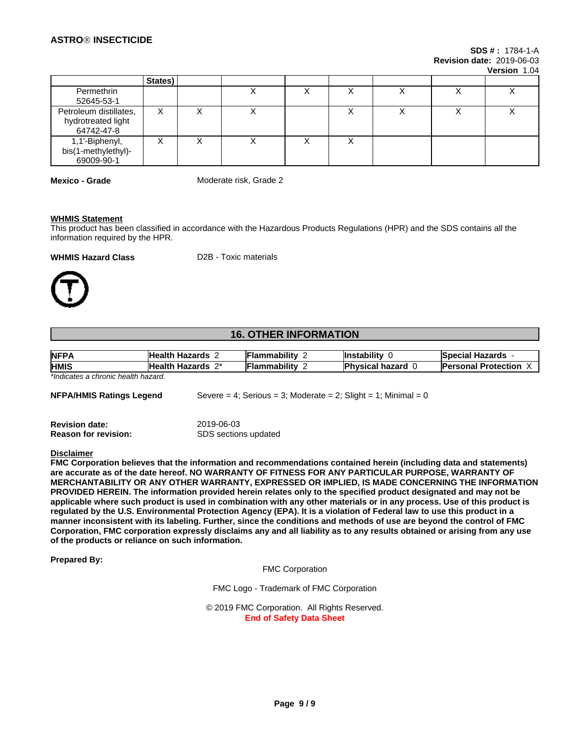| | States) | | | | | | | |
|---|---|---|---|---|---|---|---|---|
| Permethrin<br>52645-53-1 | | | X | X | X | X | X | X |
| Petroleum distillates, hydrotreated light<br>64742-47-8 | X | X | X | | X | X | X | X |
| 1,1'-Biphenyl, bis(1-methylethyl)-<br>69009-90-1 | X | X | X | X | X | | | |

**Mexico - Grade** Moderate risk, Grade 2

**WHMIS Statement**

This product has been classified in accordance with the Hazardous Products Regulations (HPR) and the SDS contains all the information required by the HPR.

**WHMIS Hazard Class** D2B - Toxic materials

## 16. OTHER INFORMATION

| | | | | |
|---|---|---|---|---|
| **NFPA** | **Health Hazards** 2 | **Flammability** 2 | **Instability** 0 | **Special Hazards** - |
| **HMIS** | **Health Hazards** 2* | **Flammability** 2 | **Physical hazard** 0 | **Personal Protection** X |

*\*Indicates a chronic health hazard.*

**NFPA/HMIS Ratings Legend** Severe = 4; Serious = 3; Moderate = 2; Slight = 1; Minimal = 0

**Revision date:** 2019-06-03
**Reason for revision:** SDS sections updated

**Disclaimer**

**FMC Corporation believes that the information and recommendations contained herein (including data and statements) are accurate as of the date hereof. NO WARRANTY OF FITNESS FOR ANY PARTICULAR PURPOSE, WARRANTY OF MERCHANTABILITY OR ANY OTHER WARRANTY, EXPRESSED OR IMPLIED, IS MADE CONCERNING THE INFORMATION PROVIDED HEREIN. The information provided herein relates only to the specified product designated and may not be applicable where such product is used in combination with any other materials or in any process. Use of this product is regulated by the U.S. Environmental Protection Agency (EPA). It is a violation of Federal law to use this product in a manner inconsistent with its labeling. Further, since the conditions and methods of use are beyond the control of FMC Corporation, FMC corporation expressly disclaims any and all liability as to any results obtained or arising from any use of the products or reliance on such information.**

**Prepared By:**

FMC Corporation

FMC Logo - Trademark of FMC Corporation

© 2019 FMC Corporation. All Rights Reserved.

**End of Safety Data Sheet**